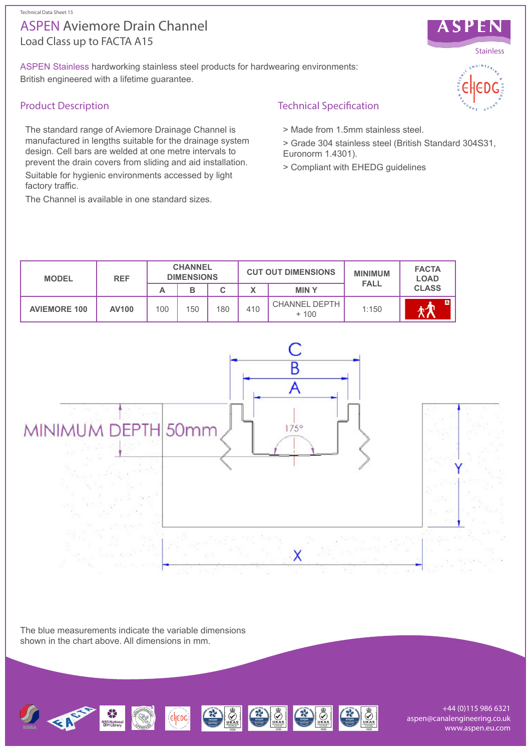Technical Data Sheet 15

# ASPEN Aviemore Drain Channel

Load Class up to FACTA A15

ASPEN Stainless hardworking stainless steel products for hardwearing environments: British engineered with a lifetime guarantee.

## Product Description

The standard range of Aviemore Drainage Channel is manufactured in lengths suitable for the drainage system design. Cell bars are welded at one metre intervals to prevent the drain covers from sliding and aid installation.

Suitable for hygienic environments accessed by light factory traffic.

The Channel is available in one standard sizes.

## Technical Specification

> Made from 1.5mm stainless steel.

> Grade 304 stainless steel (British Standard 304S31, Euronorm 1.4301).

> Compliant with EHEDG guidelines

| MODEL | REF | CHANNEL DIMENSIONS | | | CUT OUT DIMENSIONS | | MINIMUM FALL | FACTA LOAD CLASS |
|---|---|---|---|---|---|---|---|---|
| | | A | B | C | X | MIN Y | | |
| AVIEMORE 100 | AV100 | 100 | 150 | 180 | 410 | CHANNEL DEPTH + 100 | 1:150 | A |

MINIMUM DEPTH 50mm

175°

The blue measurements indicate the variable dimensions shown in the chart above. All dimensions in mm.

+44 (0)115 986 6321
aspen@canalengineering.co.uk
www.aspen.eu.com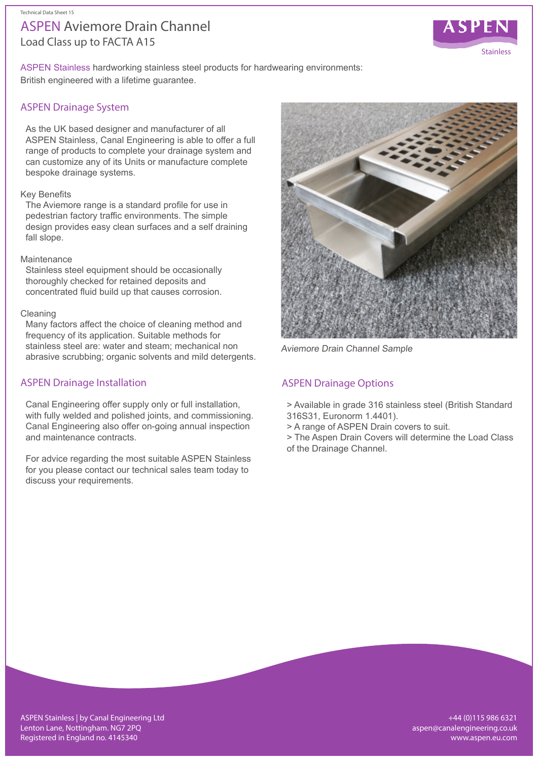Technical Data Sheet 15

# ASPEN Aviemore Drain Channel

Load Class up to FACTA A15

ASPEN Stainless hardworking stainless steel products for hardwearing environments: British engineered with a lifetime guarantee.

## ASPEN Drainage System

As the UK based designer and manufacturer of all ASPEN Stainless, Canal Engineering is able to offer a full range of products to complete your drainage system and can customize any of its Units or manufacture complete bespoke drainage systems.

### Key Benefits

The Aviemore range is a standard profile for use in pedestrian factory traffic environments. The simple design provides easy clean surfaces and a self draining fall slope.

### Maintenance

Stainless steel equipment should be occasionally thoroughly checked for retained deposits and concentrated fluid build up that causes corrosion.

### Cleaning

Many factors affect the choice of cleaning method and frequency of its application. Suitable methods for stainless steel are: water and steam; mechanical non abrasive scrubbing; organic solvents and mild detergents.

*Aviemore Drain Channel Sample*

## ASPEN Drainage Installation

Canal Engineering offer supply only or full installation, with fully welded and polished joints, and commissioning. Canal Engineering also offer on-going annual inspection and maintenance contracts.

For advice regarding the most suitable ASPEN Stainless for you please contact our technical sales team today to discuss your requirements.

## ASPEN Drainage Options

> Available in grade 316 stainless steel (British Standard 316S31, Euronorm 1.4401).
> A range of ASPEN Drain covers to suit.
> The Aspen Drain Covers will determine the Load Class of the Drainage Channel.

ASPEN Stainless | by Canal Engineering Ltd
Lenton Lane, Nottingham. NG7 2PQ
Registered in England no. 4145340

+44 (0)115 986 6321
aspen@canalengineering.co.uk
www.aspen.eu.com